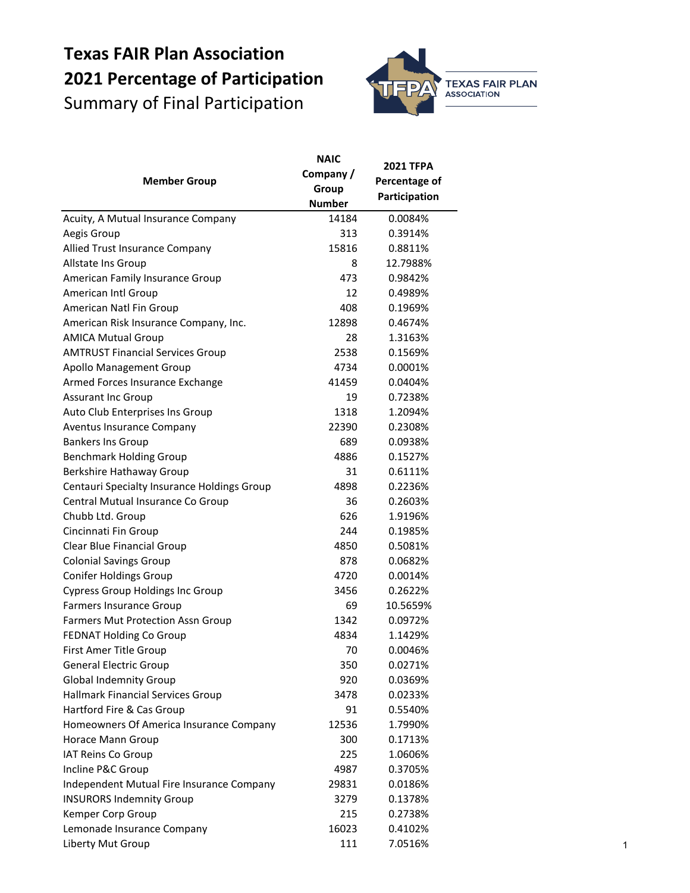# Texas FAIR Plan Association
# 2021 Percentage of Participation
## Summary of Final Participation

| Member Group | NAIC Company / Group Number | 2021 TFPA Percentage of Participation |
|---|---|---|
| Acuity, A Mutual Insurance Company | 14184 | 0.0084% |
| Aegis Group | 313 | 0.3914% |
| Allied Trust Insurance Company | 15816 | 0.8811% |
| Allstate Ins Group | 8 | 12.7988% |
| American Family Insurance Group | 473 | 0.9842% |
| American Intl Group | 12 | 0.4989% |
| American Natl Fin Group | 408 | 0.1969% |
| American Risk Insurance Company, Inc. | 12898 | 0.4674% |
| AMICA Mutual Group | 28 | 1.3163% |
| AMTRUST Financial Services Group | 2538 | 0.1569% |
| Apollo Management Group | 4734 | 0.0001% |
| Armed Forces Insurance Exchange | 41459 | 0.0404% |
| Assurant Inc Group | 19 | 0.7238% |
| Auto Club Enterprises Ins Group | 1318 | 1.2094% |
| Aventus Insurance Company | 22390 | 0.2308% |
| Bankers Ins Group | 689 | 0.0938% |
| Benchmark Holding Group | 4886 | 0.1527% |
| Berkshire Hathaway Group | 31 | 0.6111% |
| Centauri Specialty Insurance Holdings Group | 4898 | 0.2236% |
| Central Mutual Insurance Co Group | 36 | 0.2603% |
| Chubb Ltd. Group | 626 | 1.9196% |
| Cincinnati Fin Group | 244 | 0.1985% |
| Clear Blue Financial Group | 4850 | 0.5081% |
| Colonial Savings Group | 878 | 0.0682% |
| Conifer Holdings Group | 4720 | 0.0014% |
| Cypress Group Holdings Inc Group | 3456 | 0.2622% |
| Farmers Insurance Group | 69 | 10.5659% |
| Farmers Mut Protection Assn Group | 1342 | 0.0972% |
| FEDNAT Holding Co Group | 4834 | 1.1429% |
| First Amer Title Group | 70 | 0.0046% |
| General Electric Group | 350 | 0.0271% |
| Global Indemnity Group | 920 | 0.0369% |
| Hallmark Financial Services Group | 3478 | 0.0233% |
| Hartford Fire & Cas Group | 91 | 0.5540% |
| Homeowners Of America Insurance Company | 12536 | 1.7990% |
| Horace Mann Group | 300 | 0.1713% |
| IAT Reins Co Group | 225 | 1.0606% |
| Incline P&C Group | 4987 | 0.3705% |
| Independent Mutual Fire Insurance Company | 29831 | 0.0186% |
| INSURORS Indemnity Group | 3279 | 0.1378% |
| Kemper Corp Group | 215 | 0.2738% |
| Lemonade Insurance Company | 16023 | 0.4102% |
| Liberty Mut Group | 111 | 7.0516% |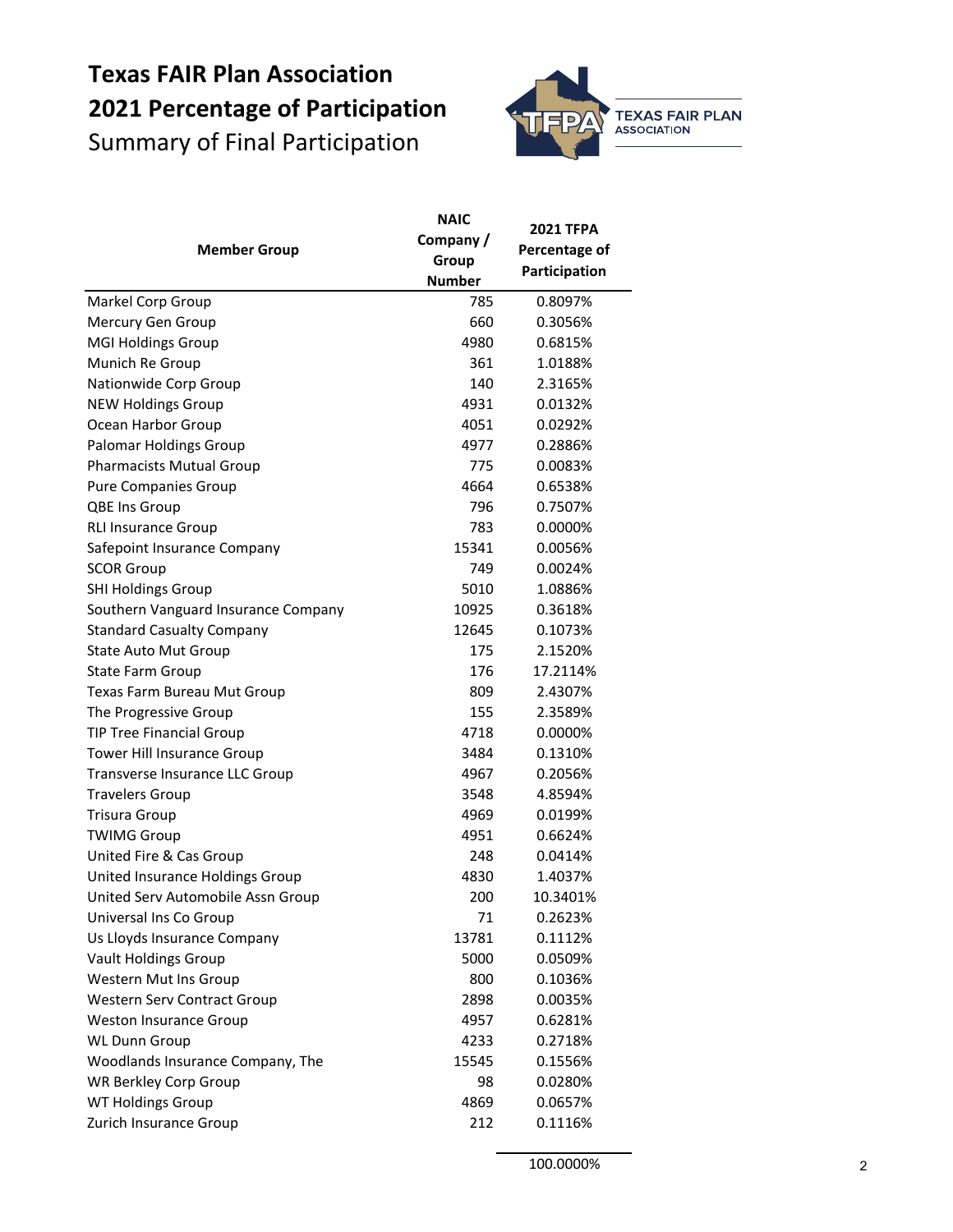# Texas FAIR Plan Association
# 2021 Percentage of Participation
## Summary of Final Participation

TEXAS FAIR PLAN ASSOCIATION

| Member Group | NAIC Company / Group Number | 2021 TFPA Percentage of Participation |
|---|---|---|
| Markel Corp Group | 785 | 0.8097% |
| Mercury Gen Group | 660 | 0.3056% |
| MGI Holdings Group | 4980 | 0.6815% |
| Munich Re Group | 361 | 1.0188% |
| Nationwide Corp Group | 140 | 2.3165% |
| NEW Holdings Group | 4931 | 0.0132% |
| Ocean Harbor Group | 4051 | 0.0292% |
| Palomar Holdings Group | 4977 | 0.2886% |
| Pharmacists Mutual Group | 775 | 0.0083% |
| Pure Companies Group | 4664 | 0.6538% |
| QBE Ins Group | 796 | 0.7507% |
| RLI Insurance Group | 783 | 0.0000% |
| Safepoint Insurance Company | 15341 | 0.0056% |
| SCOR Group | 749 | 0.0024% |
| SHI Holdings Group | 5010 | 1.0886% |
| Southern Vanguard Insurance Company | 10925 | 0.3618% |
| Standard Casualty Company | 12645 | 0.1073% |
| State Auto Mut Group | 175 | 2.1520% |
| State Farm Group | 176 | 17.2114% |
| Texas Farm Bureau Mut Group | 809 | 2.4307% |
| The Progressive Group | 155 | 2.3589% |
| TIP Tree Financial Group | 4718 | 0.0000% |
| Tower Hill Insurance Group | 3484 | 0.1310% |
| Transverse Insurance LLC Group | 4967 | 0.2056% |
| Travelers Group | 3548 | 4.8594% |
| Trisura Group | 4969 | 0.0199% |
| TWIMG Group | 4951 | 0.6624% |
| United Fire & Cas Group | 248 | 0.0414% |
| United Insurance Holdings Group | 4830 | 1.4037% |
| United Serv Automobile Assn Group | 200 | 10.3401% |
| Universal Ins Co Group | 71 | 0.2623% |
| Us Lloyds Insurance Company | 13781 | 0.1112% |
| Vault Holdings Group | 5000 | 0.0509% |
| Western Mut Ins Group | 800 | 0.1036% |
| Western Serv Contract Group | 2898 | 0.0035% |
| Weston Insurance Group | 4957 | 0.6281% |
| WL Dunn Group | 4233 | 0.2718% |
| Woodlands Insurance Company, The | 15545 | 0.1556% |
| WR Berkley Corp Group | 98 | 0.0280% |
| WT Holdings Group | 4869 | 0.0657% |
| Zurich Insurance Group | 212 | 0.1116% |
| | | 100.0000% |